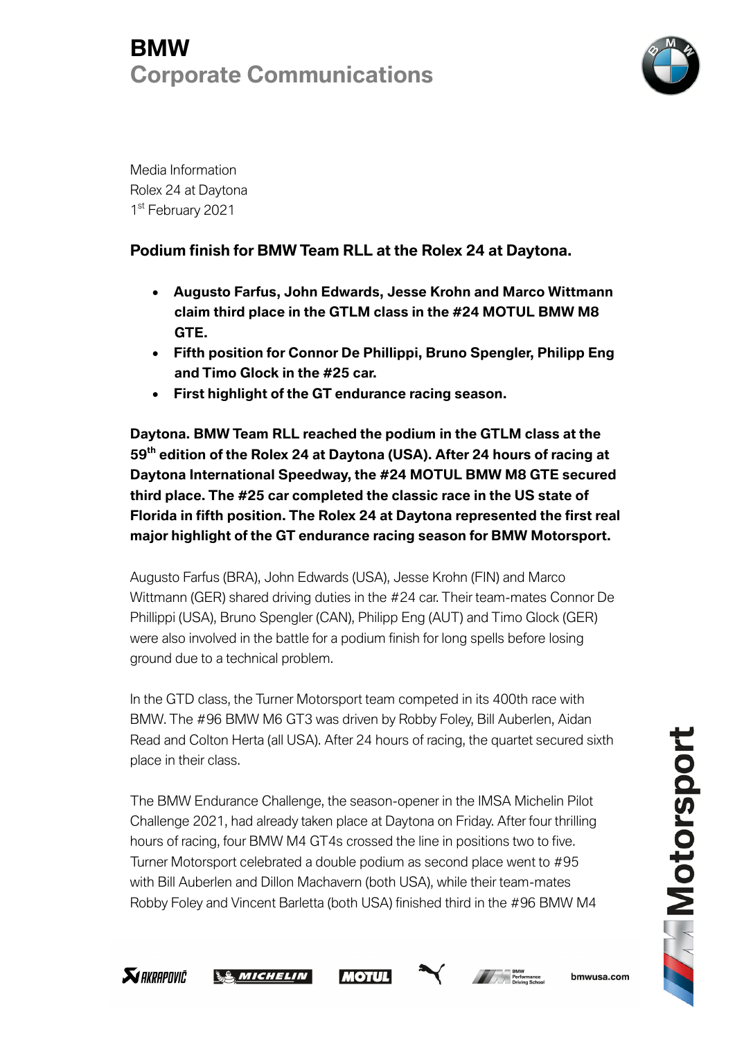# BMW
## Corporate Communications

Media Information
Rolex 24 at Daytona
1st February 2021

### Podium finish for BMW Team RLL at the Rolex 24 at Daytona.

- **Augusto Farfus, John Edwards, Jesse Krohn and Marco Wittmann claim third place in the GTLM class in the #24 MOTUL BMW M8 GTE.**
- **Fifth position for Connor De Phillippi, Bruno Spengler, Philipp Eng and Timo Glock in the #25 car.**
- **First highlight of the GT endurance racing season.**

**Daytona. BMW Team RLL reached the podium in the GTLM class at the 59th edition of the Rolex 24 at Daytona (USA). After 24 hours of racing at Daytona International Speedway, the #24 MOTUL BMW M8 GTE secured third place. The #25 car completed the classic race in the US state of Florida in fifth position. The Rolex 24 at Daytona represented the first real major highlight of the GT endurance racing season for BMW Motorsport.**

Augusto Farfus (BRA), John Edwards (USA), Jesse Krohn (FIN) and Marco Wittmann (GER) shared driving duties in the #24 car. Their team-mates Connor De Phillippi (USA), Bruno Spengler (CAN), Philipp Eng (AUT) and Timo Glock (GER) were also involved in the battle for a podium finish for long spells before losing ground due to a technical problem.

In the GTD class, the Turner Motorsport team competed in its 400th race with BMW. The #96 BMW M6 GT3 was driven by Robby Foley, Bill Auberlen, Aidan Read and Colton Herta (all USA). After 24 hours of racing, the quartet secured sixth place in their class.

The BMW Endurance Challenge, the season-opener in the IMSA Michelin Pilot Challenge 2021, had already taken place at Daytona on Friday. After four thrilling hours of racing, four BMW M4 GT4s crossed the line in positions two to five. Turner Motorsport celebrated a double podium as second place went to #95 with Bill Auberlen and Dillon Machavern (both USA), while their team-mates Robby Foley and Vincent Barletta (both USA) finished third in the #96 BMW M4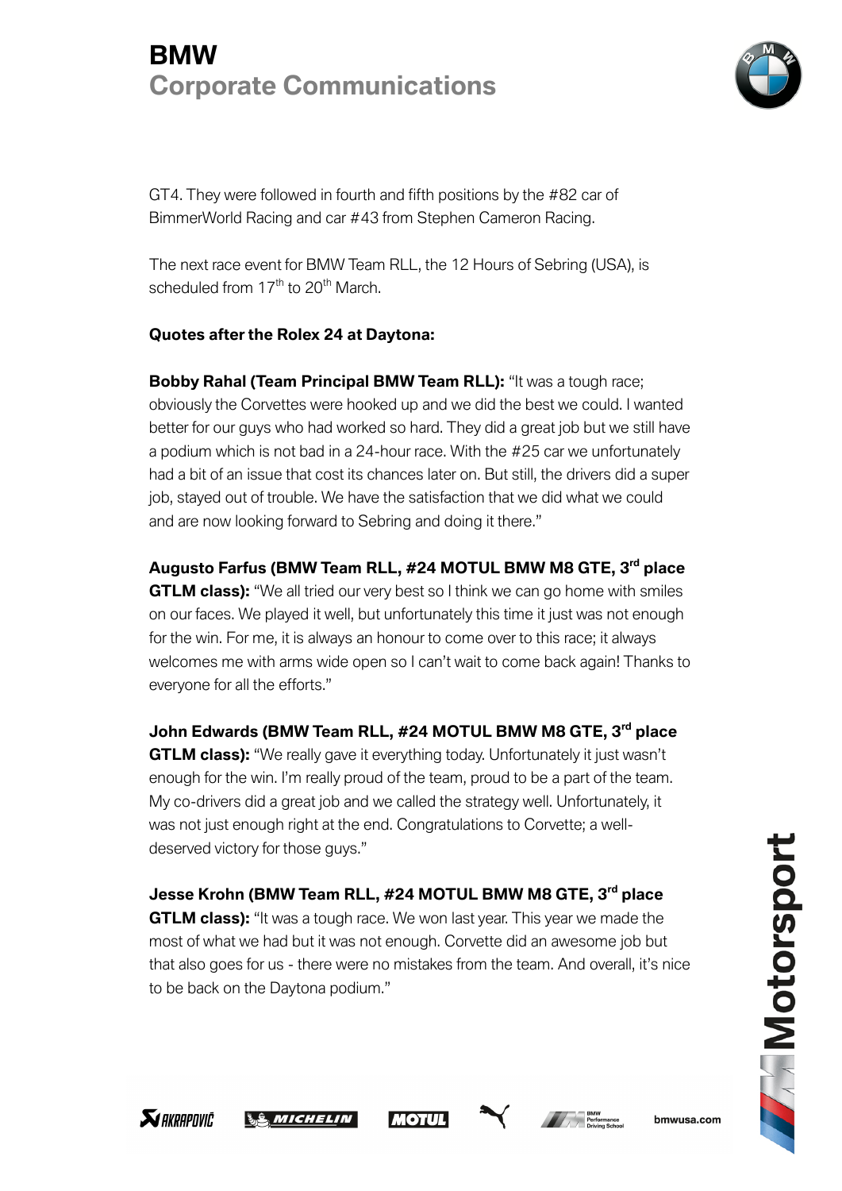GT4. They were followed in fourth and fifth positions by the #82 car of BimmerWorld Racing and car #43 from Stephen Cameron Racing.

The next race event for BMW Team RLL, the 12 Hours of Sebring (USA), is scheduled from 17th to 20th March.

**Quotes after the Rolex 24 at Daytona:**

**Bobby Rahal (Team Principal BMW Team RLL):** "It was a tough race; obviously the Corvettes were hooked up and we did the best we could. I wanted better for our guys who had worked so hard. They did a great job but we still have a podium which is not bad in a 24-hour race. With the #25 car we unfortunately had a bit of an issue that cost its chances later on. But still, the drivers did a super job, stayed out of trouble. We have the satisfaction that we did what we could and are now looking forward to Sebring and doing it there."

**Augusto Farfus (BMW Team RLL, #24 MOTUL BMW M8 GTE, 3rd place GTLM class):** "We all tried our very best so I think we can go home with smiles on our faces. We played it well, but unfortunately this time it just was not enough for the win. For me, it is always an honour to come over to this race; it always welcomes me with arms wide open so I can't wait to come back again! Thanks to everyone for all the efforts."

**John Edwards (BMW Team RLL, #24 MOTUL BMW M8 GTE, 3rd place GTLM class):** "We really gave it everything today. Unfortunately it just wasn't enough for the win. I'm really proud of the team, proud to be a part of the team. My co-drivers did a great job and we called the strategy well. Unfortunately, it was not just enough right at the end. Congratulations to Corvette; a well-deserved victory for those guys."

**Jesse Krohn (BMW Team RLL, #24 MOTUL BMW M8 GTE, 3rd place GTLM class):** "It was a tough race. We won last year. This year we made the most of what we had but it was not enough. Corvette did an awesome job but that also goes for us - there were no mistakes from the team. And overall, it's nice to be back on the Daytona podium."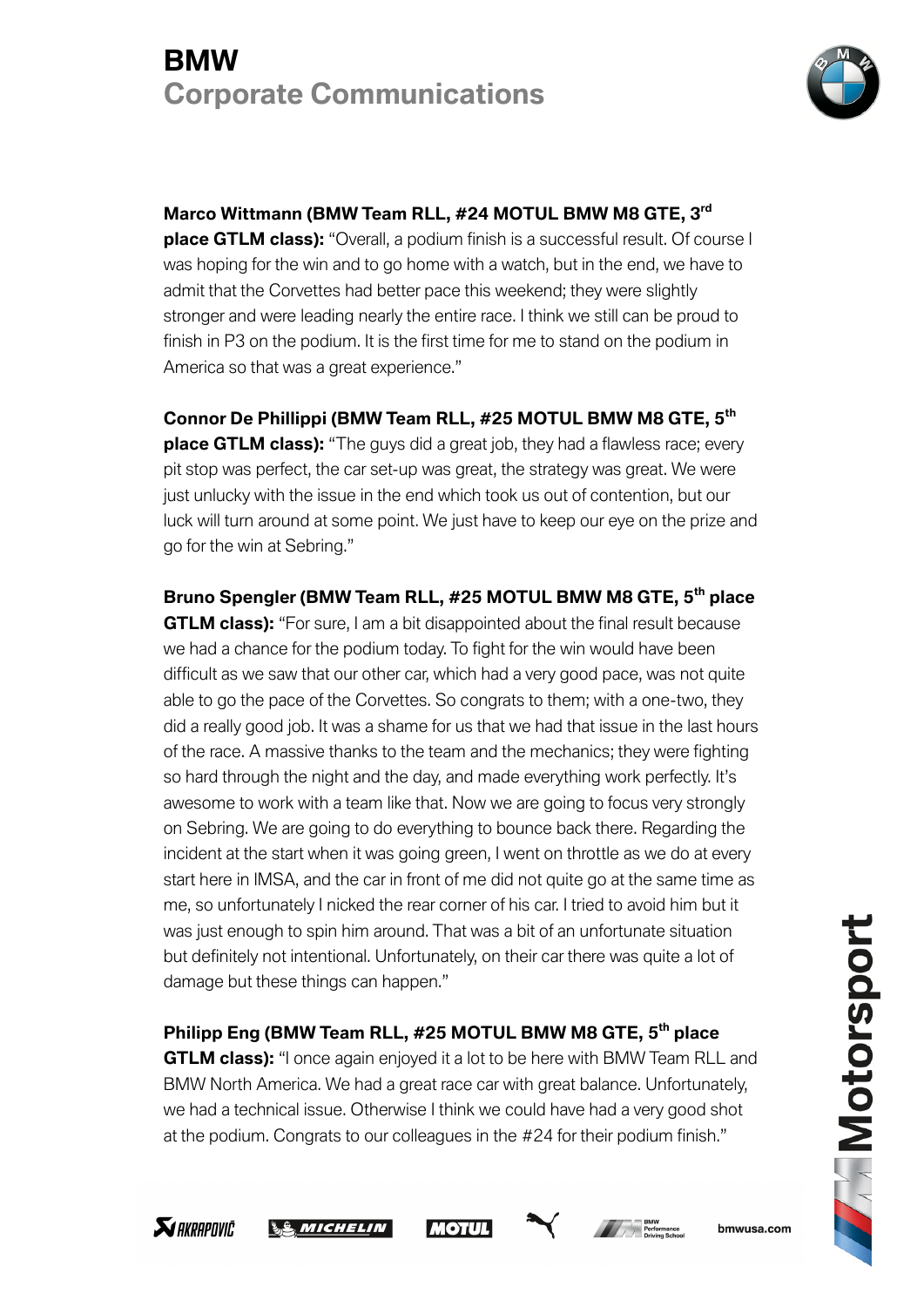**Marco Wittmann (BMW Team RLL, #24 MOTUL BMW M8 GTE, 3rd place GTLM class):** "Overall, a podium finish is a successful result. Of course I was hoping for the win and to go home with a watch, but in the end, we have to admit that the Corvettes had better pace this weekend; they were slightly stronger and were leading nearly the entire race. I think we still can be proud to finish in P3 on the podium. It is the first time for me to stand on the podium in America so that was a great experience."

**Connor De Phillippi (BMW Team RLL, #25 MOTUL BMW M8 GTE, 5th place GTLM class):** "The guys did a great job, they had a flawless race; every pit stop was perfect, the car set-up was great, the strategy was great. We were just unlucky with the issue in the end which took us out of contention, but our luck will turn around at some point. We just have to keep our eye on the prize and go for the win at Sebring."

**Bruno Spengler (BMW Team RLL, #25 MOTUL BMW M8 GTE, 5th place GTLM class):** "For sure, I am a bit disappointed about the final result because we had a chance for the podium today. To fight for the win would have been difficult as we saw that our other car, which had a very good pace, was not quite able to go the pace of the Corvettes. So congrats to them; with a one-two, they did a really good job. It was a shame for us that we had that issue in the last hours of the race. A massive thanks to the team and the mechanics; they were fighting so hard through the night and the day, and made everything work perfectly. It's awesome to work with a team like that. Now we are going to focus very strongly on Sebring. We are going to do everything to bounce back there. Regarding the incident at the start when it was going green, I went on throttle as we do at every start here in IMSA, and the car in front of me did not quite go at the same time as me, so unfortunately I nicked the rear corner of his car. I tried to avoid him but it was just enough to spin him around. That was a bit of an unfortunate situation but definitely not intentional. Unfortunately, on their car there was quite a lot of damage but these things can happen."

**Philipp Eng (BMW Team RLL, #25 MOTUL BMW M8 GTE, 5th place GTLM class):** "I once again enjoyed it a lot to be here with BMW Team RLL and BMW North America. We had a great race car with great balance. Unfortunately, we had a technical issue. Otherwise I think we could have had a very good shot at the podium. Congrats to our colleagues in the #24 for their podium finish."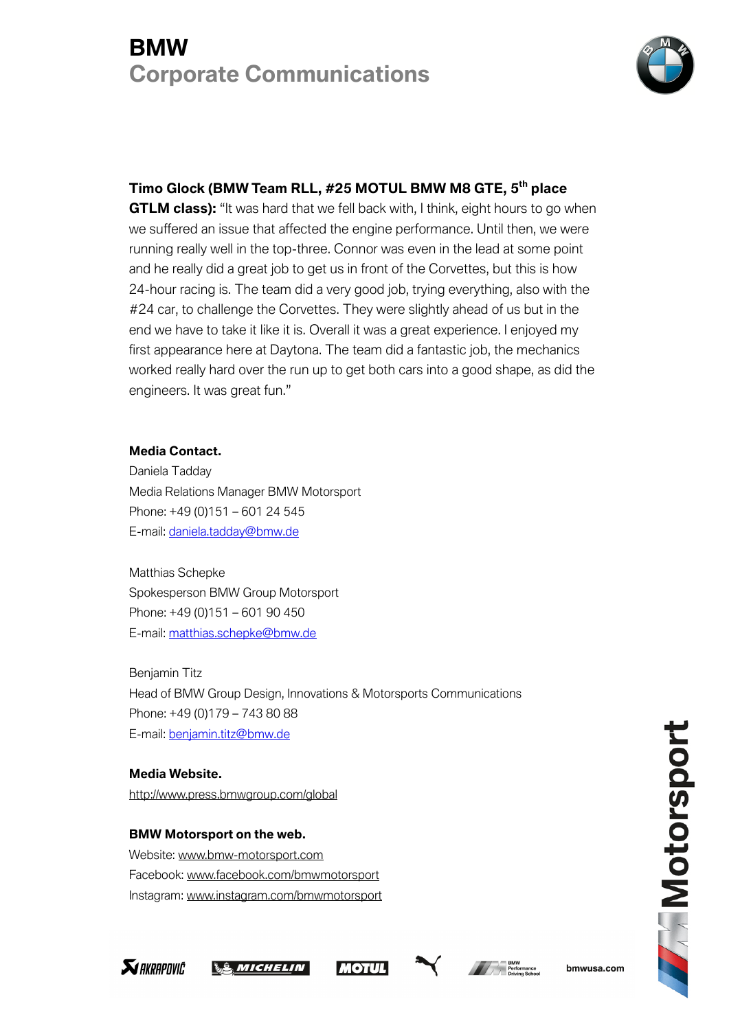**Timo Glock (BMW Team RLL, #25 MOTUL BMW M8 GTE, 5th place GTLM class):** "It was hard that we fell back with, I think, eight hours to go when we suffered an issue that affected the engine performance. Until then, we were running really well in the top-three. Connor was even in the lead at some point and he really did a great job to get us in front of the Corvettes, but this is how 24-hour racing is. The team did a very good job, trying everything, also with the #24 car, to challenge the Corvettes. They were slightly ahead of us but in the end we have to take it like it is. Overall it was a great experience. I enjoyed my first appearance here at Daytona. The team did a fantastic job, the mechanics worked really hard over the run up to get both cars into a good shape, as did the engineers. It was great fun."

**Media Contact.**

Daniela Tadday
Media Relations Manager BMW Motorsport
Phone: +49 (0)151 – 601 24 545
E-mail: daniela.tadday@bmw.de

Matthias Schepke
Spokesperson BMW Group Motorsport
Phone: +49 (0)151 – 601 90 450
E-mail: matthias.schepke@bmw.de

Benjamin Titz
Head of BMW Group Design, Innovations & Motorsports Communications
Phone: +49 (0)179 – 743 80 88
E-mail: benjamin.titz@bmw.de

**Media Website.**

http://www.press.bmwgroup.com/global

**BMW Motorsport on the web.**

Website: www.bmw-motorsport.com
Facebook: www.facebook.com/bmwmotorsport
Instagram: www.instagram.com/bmwmotorsport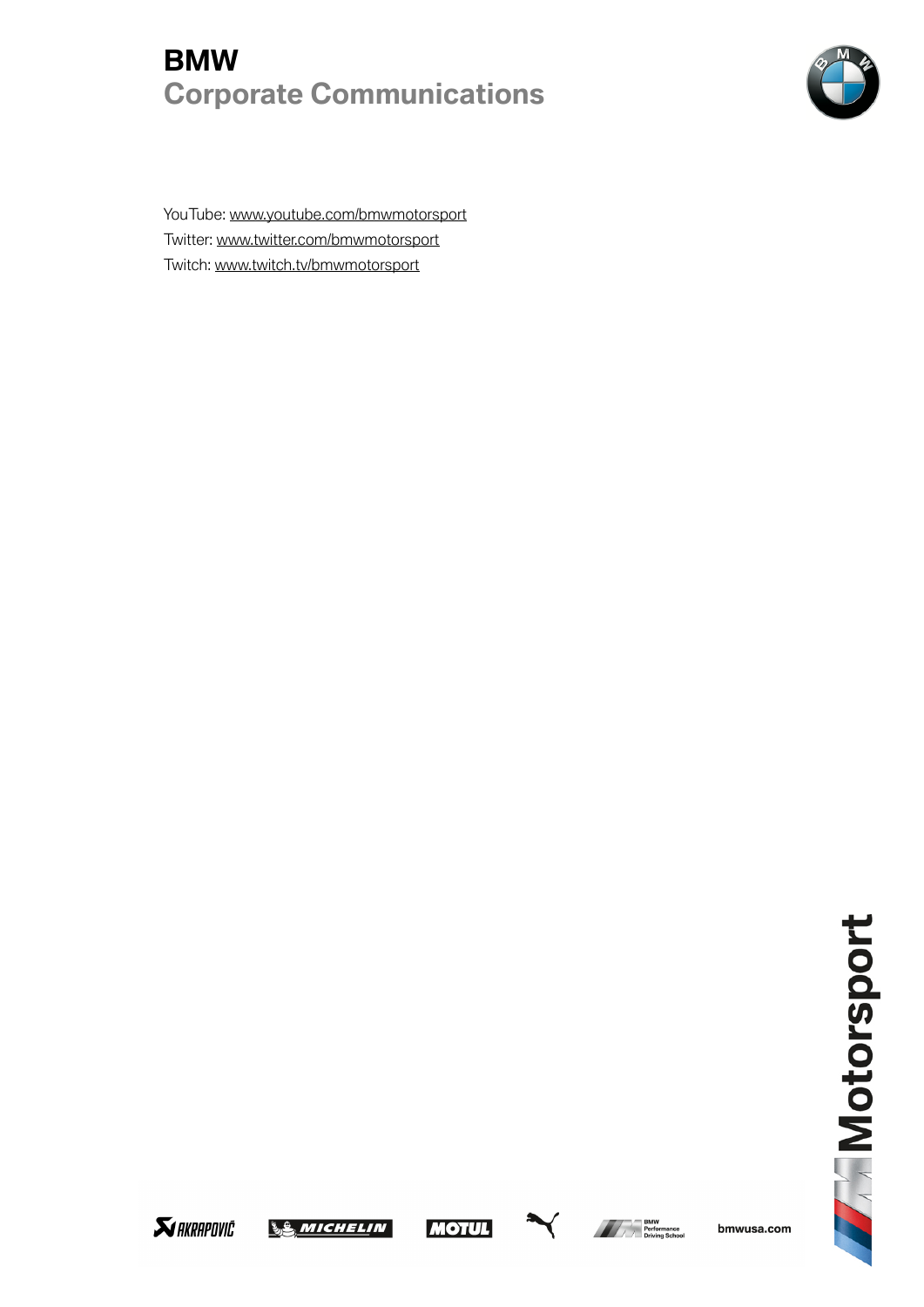YouTube: www.youtube.com/bmwmotorsport
Twitter: www.twitter.com/bmwmotorsport
Twitch: www.twitch.tv/bmwmotorsport